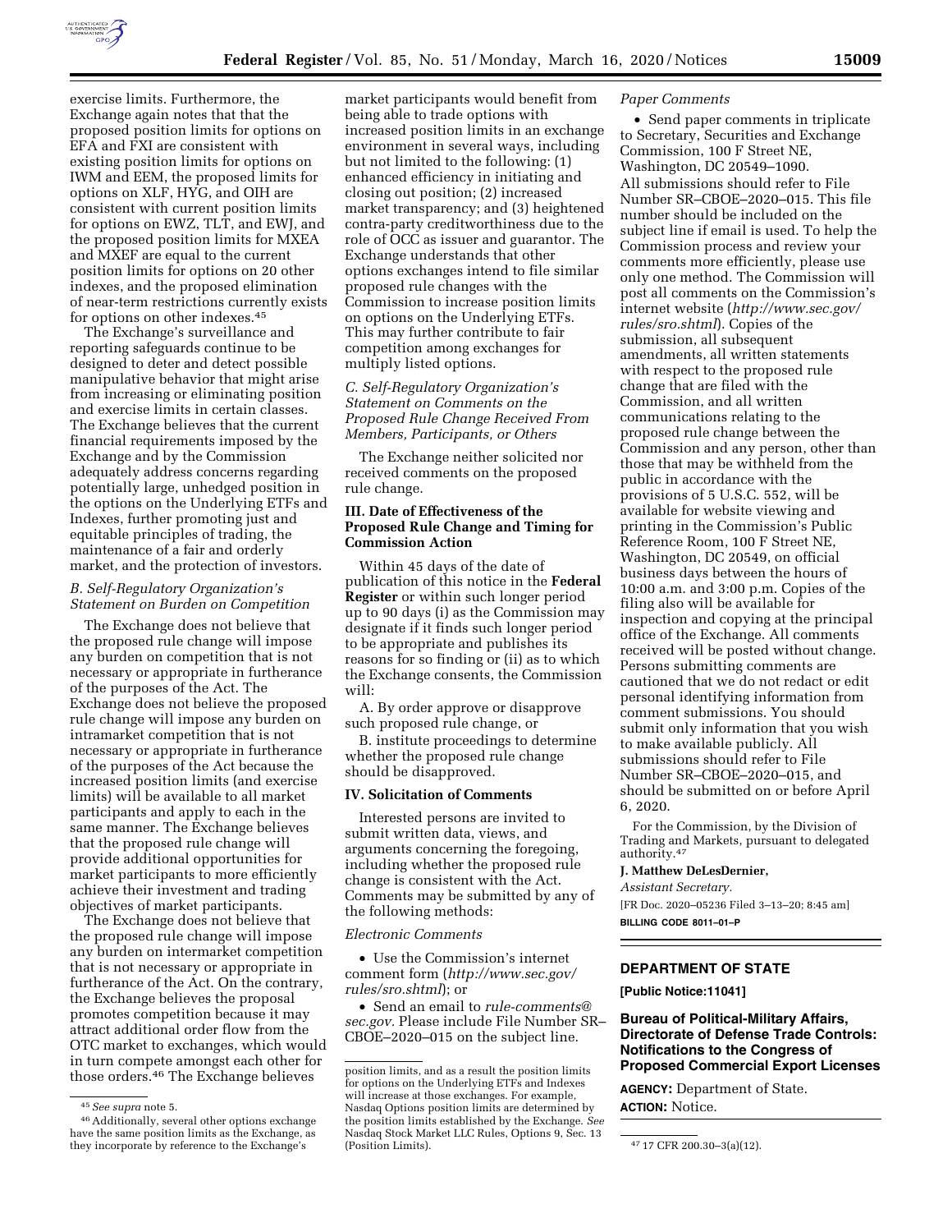exercise limits. Furthermore, the Exchange again notes that that the proposed position limits for options on EFA and FXI are consistent with existing position limits for options on IWM and EEM, the proposed limits for options on XLF, HYG, and OIH are consistent with current position limits for options on EWZ, TLT, and EWJ, and the proposed position limits for MXEA and MXEF are equal to the current position limits for options on 20 other indexes, and the proposed elimination of near-term restrictions currently exists for options on other indexes.[45]

The Exchange's surveillance and reporting safeguards continue to be designed to deter and detect possible manipulative behavior that might arise from increasing or eliminating position and exercise limits in certain classes. The Exchange believes that the current financial requirements imposed by the Exchange and by the Commission adequately address concerns regarding potentially large, unhedged position in the options on the Underlying ETFs and Indexes, further promoting just and equitable principles of trading, the maintenance of a fair and orderly market, and the protection of investors.

### *B. Self-Regulatory Organization's Statement on Burden on Competition*

The Exchange does not believe that the proposed rule change will impose any burden on competition that is not necessary or appropriate in furtherance of the purposes of the Act. The Exchange does not believe the proposed rule change will impose any burden on intramarket competition that is not necessary or appropriate in furtherance of the purposes of the Act because the increased position limits (and exercise limits) will be available to all market participants and apply to each in the same manner. The Exchange believes that the proposed rule change will provide additional opportunities for market participants to more efficiently achieve their investment and trading objectives of market participants.

The Exchange does not believe that the proposed rule change will impose any burden on intermarket competition that is not necessary or appropriate in furtherance of the Act. On the contrary, the Exchange believes the proposal promotes competition because it may attract additional order flow from the OTC market to exchanges, which would in turn compete amongst each other for those orders.[46] The Exchange believes market participants would benefit from being able to trade options with increased position limits in an exchange environment in several ways, including but not limited to the following: (1) enhanced efficiency in initiating and closing out position; (2) increased market transparency; and (3) heightened contra-party creditworthiness due to the role of OCC as issuer and guarantor. The Exchange understands that other options exchanges intend to file similar proposed rule changes with the Commission to increase position limits on options on the Underlying ETFs. This may further contribute to fair competition among exchanges for multiply listed options.

### *C. Self-Regulatory Organization's Statement on Comments on the Proposed Rule Change Received From Members, Participants, or Others*

The Exchange neither solicited nor received comments on the proposed rule change.

## III. Date of Effectiveness of the Proposed Rule Change and Timing for Commission Action

Within 45 days of the date of publication of this notice in the **Federal Register** or within such longer period up to 90 days (i) as the Commission may designate if it finds such longer period to be appropriate and publishes its reasons for so finding or (ii) as to which the Exchange consents, the Commission will:

A. By order approve or disapprove such proposed rule change, or

B. institute proceedings to determine whether the proposed rule change should be disapproved.

## IV. Solicitation of Comments

Interested persons are invited to submit written data, views, and arguments concerning the foregoing, including whether the proposed rule change is consistent with the Act. Comments may be submitted by any of the following methods:

*Electronic Comments*

- Use the Commission's internet comment form (*http://www.sec.gov/rules/sro.shtml*); or
- Send an email to *rule-comments@sec.gov.* Please include File Number SR–CBOE–2020–015 on the subject line.

*Paper Comments*

- Send paper comments in triplicate to Secretary, Securities and Exchange Commission, 100 F Street NE, Washington, DC 20549–1090.

All submissions should refer to File Number SR–CBOE–2020–015. This file number should be included on the subject line if email is used. To help the Commission process and review your comments more efficiently, please use only one method. The Commission will post all comments on the Commission's internet website (*http://www.sec.gov/rules/sro.shtml*). Copies of the submission, all subsequent amendments, all written statements with respect to the proposed rule change that are filed with the Commission, and all written communications relating to the proposed rule change between the Commission and any person, other than those that may be withheld from the public in accordance with the provisions of 5 U.S.C. 552, will be available for website viewing and printing in the Commission's Public Reference Room, 100 F Street NE, Washington, DC 20549, on official business days between the hours of 10:00 a.m. and 3:00 p.m. Copies of the filing also will be available for inspection and copying at the principal office of the Exchange. All comments received will be posted without change. Persons submitting comments are cautioned that we do not redact or edit personal identifying information from comment submissions. You should submit only information that you wish to make available publicly. All submissions should refer to File Number SR–CBOE–2020–015, and should be submitted on or before April 6, 2020.

For the Commission, by the Division of Trading and Markets, pursuant to delegated authority.[47]

**J. Matthew DeLesDernier,**

*Assistant Secretary.*

[FR Doc. 2020–05236 Filed 3–13–20; 8:45 am]

**BILLING CODE 8011–01–P**

---

# DEPARTMENT OF STATE

**[Public Notice:11041]**

## Bureau of Political-Military Affairs, Directorate of Defense Trade Controls: Notifications to the Congress of Proposed Commercial Export Licenses

**AGENCY:** Department of State.

**ACTION:** Notice.

---

[45] *See supra* note 5.

[46] Additionally, several other options exchange have the same position limits as the Exchange, as they incorporate by reference to the Exchange's position limits, and as a result the position limits for options on the Underlying ETFs and Indexes will increase at those exchanges. For example, Nasdaq Options position limits are determined by the position limits established by the Exchange. *See* Nasdaq Stock Market LLC Rules, Options 9, Sec. 13 (Position Limits).

[47] 17 CFR 200.30–3(a)(12).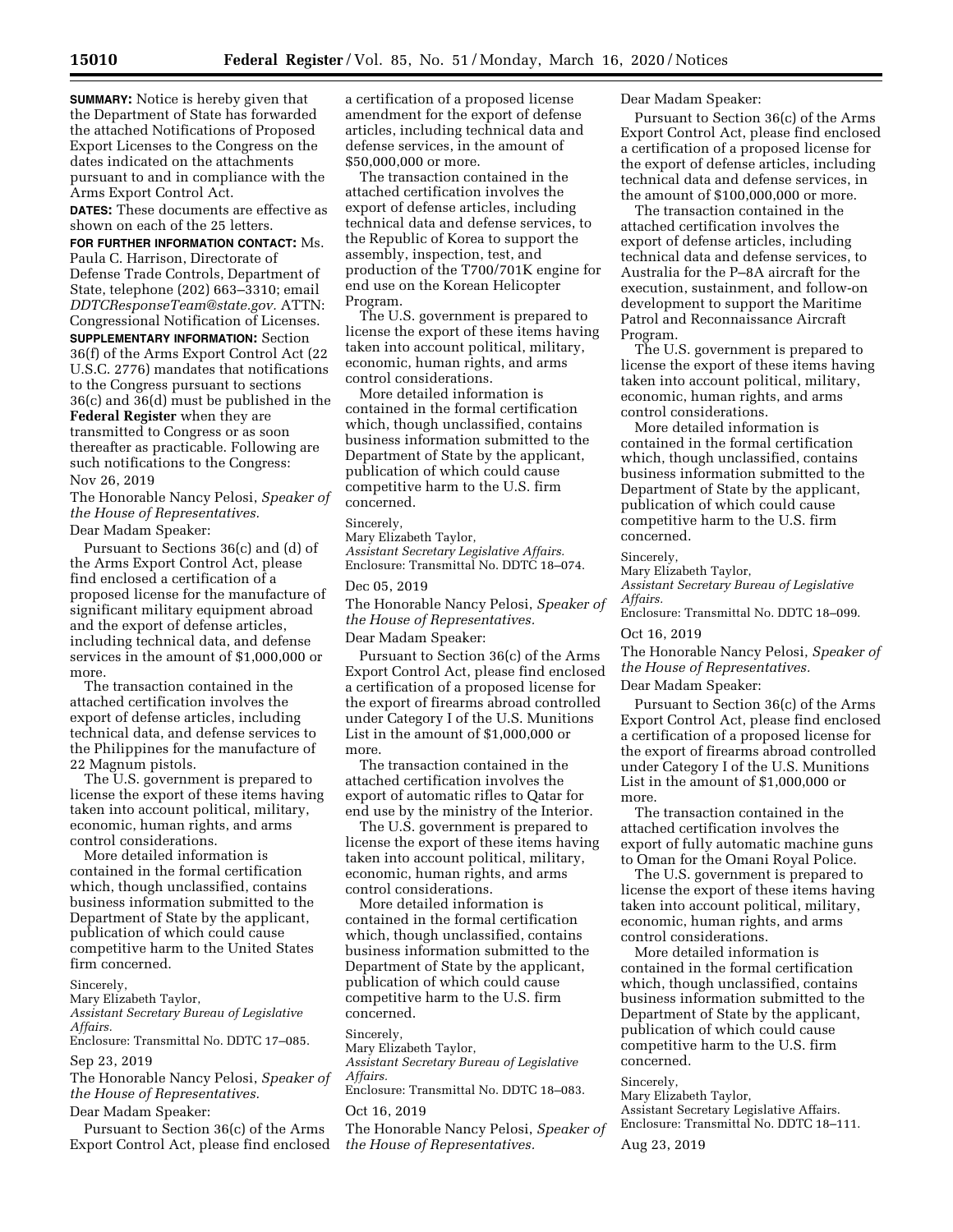**SUMMARY:** Notice is hereby given that the Department of State has forwarded the attached Notifications of Proposed Export Licenses to the Congress on the dates indicated on the attachments pursuant to and in compliance with the Arms Export Control Act.

**DATES:** These documents are effective as shown on each of the 25 letters.

**FOR FURTHER INFORMATION CONTACT:** Ms. Paula C. Harrison, Directorate of Defense Trade Controls, Department of State, telephone (202) 663–3310; email *DDTCResponseTeam@state.gov.* ATTN: Congressional Notification of Licenses.

**SUPPLEMENTARY INFORMATION:** Section 36(f) of the Arms Export Control Act (22 U.S.C. 2776) mandates that notifications to the Congress pursuant to sections 36(c) and 36(d) must be published in the **Federal Register** when they are transmitted to Congress or as soon thereafter as practicable. Following are such notifications to the Congress:

Nov 26, 2019

The Honorable Nancy Pelosi, *Speaker of the House of Representatives.*

Dear Madam Speaker:

Pursuant to Sections 36(c) and (d) of the Arms Export Control Act, please find enclosed a certification of a proposed license for the manufacture of significant military equipment abroad and the export of defense articles, including technical data, and defense services in the amount of $1,000,000 or more.

The transaction contained in the attached certification involves the export of defense articles, including technical data, and defense services to the Philippines for the manufacture of 22 Magnum pistols.

The U.S. government is prepared to license the export of these items having taken into account political, military, economic, human rights, and arms control considerations.

More detailed information is contained in the formal certification which, though unclassified, contains business information submitted to the Department of State by the applicant, publication of which could cause competitive harm to the United States firm concerned.

Sincerely,

Mary Elizabeth Taylor,

*Assistant Secretary Bureau of Legislative Affairs.*

Enclosure: Transmittal No. DDTC 17–085.

Sep 23, 2019

The Honorable Nancy Pelosi, *Speaker of the House of Representatives.*

Dear Madam Speaker:

Pursuant to Section 36(c) of the Arms Export Control Act, please find enclosed a certification of a proposed license amendment for the export of defense articles, including technical data and defense services, in the amount of $50,000,000 or more.

The transaction contained in the attached certification involves the export of defense articles, including technical data and defense services, to the Republic of Korea to support the assembly, inspection, test, and production of the T700/701K engine for end use on the Korean Helicopter Program.

The U.S. government is prepared to license the export of these items having taken into account political, military, economic, human rights, and arms control considerations.

More detailed information is contained in the formal certification which, though unclassified, contains business information submitted to the Department of State by the applicant, publication of which could cause competitive harm to the U.S. firm concerned.

Sincerely,

Mary Elizabeth Taylor,

*Assistant Secretary Legislative Affairs.*

Enclosure: Transmittal No. DDTC 18–074.

Dec 05, 2019

The Honorable Nancy Pelosi, *Speaker of the House of Representatives.*

Dear Madam Speaker:

Pursuant to Section 36(c) of the Arms Export Control Act, please find enclosed a certification of a proposed license for the export of firearms abroad controlled under Category I of the U.S. Munitions List in the amount of $1,000,000 or more.

The transaction contained in the attached certification involves the export of automatic rifles to Qatar for end use by the ministry of the Interior.

The U.S. government is prepared to license the export of these items having taken into account political, military, economic, human rights, and arms control considerations.

More detailed information is contained in the formal certification which, though unclassified, contains business information submitted to the Department of State by the applicant, publication of which could cause competitive harm to the U.S. firm concerned.

Sincerely,

Mary Elizabeth Taylor,

*Assistant Secretary Bureau of Legislative Affairs.*

Enclosure: Transmittal No. DDTC 18–083.

Oct 16, 2019

The Honorable Nancy Pelosi, *Speaker of the House of Representatives.*

Dear Madam Speaker:

Pursuant to Section 36(c) of the Arms Export Control Act, please find enclosed a certification of a proposed license for the export of defense articles, including technical data and defense services, in the amount of $100,000,000 or more.

The transaction contained in the attached certification involves the export of defense articles, including technical data and defense services, to Australia for the P–8A aircraft for the execution, sustainment, and follow-on development to support the Maritime Patrol and Reconnaissance Aircraft Program.

The U.S. government is prepared to license the export of these items having taken into account political, military, economic, human rights, and arms control considerations.

More detailed information is contained in the formal certification which, though unclassified, contains business information submitted to the Department of State by the applicant, publication of which could cause competitive harm to the U.S. firm concerned.

Sincerely,

Mary Elizabeth Taylor,

*Assistant Secretary Bureau of Legislative Affairs.*

Enclosure: Transmittal No. DDTC 18–099.

Oct 16, 2019

The Honorable Nancy Pelosi, *Speaker of the House of Representatives.*

Dear Madam Speaker:

Pursuant to Section 36(c) of the Arms Export Control Act, please find enclosed a certification of a proposed license for the export of firearms abroad controlled under Category I of the U.S. Munitions List in the amount of $1,000,000 or more.

The transaction contained in the attached certification involves the export of fully automatic machine guns to Oman for the Omani Royal Police.

The U.S. government is prepared to license the export of these items having taken into account political, military, economic, human rights, and arms control considerations.

More detailed information is contained in the formal certification which, though unclassified, contains business information submitted to the Department of State by the applicant, publication of which could cause competitive harm to the U.S. firm concerned.

Sincerely,

Mary Elizabeth Taylor,

Assistant Secretary Legislative Affairs.

Enclosure: Transmittal No. DDTC 18–111.

Aug 23, 2019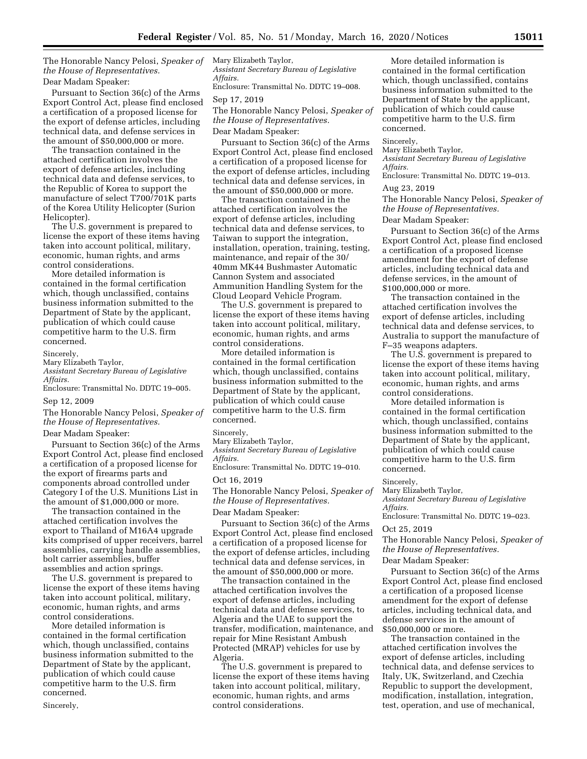The Honorable Nancy Pelosi, *Speaker of the House of Representatives.*

Dear Madam Speaker:

Pursuant to Section 36(c) of the Arms Export Control Act, please find enclosed a certification of a proposed license for the export of defense articles, including technical data, and defense services in the amount of $50,000,000 or more.

The transaction contained in the attached certification involves the export of defense articles, including technical data and defense services, to the Republic of Korea to support the manufacture of select T700/701K parts of the Korea Utility Helicopter (Surion Helicopter).

The U.S. government is prepared to license the export of these items having taken into account political, military, economic, human rights, and arms control considerations.

More detailed information is contained in the formal certification which, though unclassified, contains business information submitted to the Department of State by the applicant, publication of which could cause competitive harm to the U.S. firm concerned.

Sincerely,

Mary Elizabeth Taylor,
*Assistant Secretary Bureau of Legislative Affairs.*

Enclosure: Transmittal No. DDTC 19–005.

Sep 12, 2009

The Honorable Nancy Pelosi, *Speaker of the House of Representatives.*

Dear Madam Speaker:

Pursuant to Section 36(c) of the Arms Export Control Act, please find enclosed a certification of a proposed license for the export of firearms parts and components abroad controlled under Category I of the U.S. Munitions List in the amount of $1,000,000 or more.

The transaction contained in the attached certification involves the export to Thailand of M16A4 upgrade kits comprised of upper receivers, barrel assemblies, carrying handle assemblies, bolt carrier assemblies, buffer assemblies and action springs.

The U.S. government is prepared to license the export of these items having taken into account political, military, economic, human rights, and arms control considerations.

More detailed information is contained in the formal certification which, though unclassified, contains business information submitted to the Department of State by the applicant, publication of which could cause competitive harm to the U.S. firm concerned.

Sincerely,

Mary Elizabeth Taylor,
*Assistant Secretary Bureau of Legislative Affairs.*

Enclosure: Transmittal No. DDTC 19–008.

Sep 17, 2019

The Honorable Nancy Pelosi, *Speaker of the House of Representatives.*

Dear Madam Speaker:

Pursuant to Section 36(c) of the Arms Export Control Act, please find enclosed a certification of a proposed license for the export of defense articles, including technical data and defense services, in the amount of $50,000,000 or more.

The transaction contained in the attached certification involves the export of defense articles, including technical data and defense services, to Taiwan to support the integration, installation, operation, training, testing, maintenance, and repair of the 30/40mm MK44 Bushmaster Automatic Cannon System and associated Ammunition Handling System for the Cloud Leopard Vehicle Program.

The U.S. government is prepared to license the export of these items having taken into account political, military, economic, human rights, and arms control considerations.

More detailed information is contained in the formal certification which, though unclassified, contains business information submitted to the Department of State by the applicant, publication of which could cause competitive harm to the U.S. firm concerned.

Sincerely,

Mary Elizabeth Taylor,
*Assistant Secretary Bureau of Legislative Affairs.*

Enclosure: Transmittal No. DDTC 19–010.

Oct 16, 2019

The Honorable Nancy Pelosi, *Speaker of the House of Representatives.*

Dear Madam Speaker:

Pursuant to Section 36(c) of the Arms Export Control Act, please find enclosed a certification of a proposed license for the export of defense articles, including technical data and defense services, in the amount of $50,000,000 or more.

The transaction contained in the attached certification involves the export of defense articles, including technical data and defense services, to Algeria and the UAE to support the transfer, modification, maintenance, and repair for Mine Resistant Ambush Protected (MRAP) vehicles for use by Algeria.

The U.S. government is prepared to license the export of these items having taken into account political, military, economic, human rights, and arms control considerations.

More detailed information is contained in the formal certification which, though unclassified, contains business information submitted to the Department of State by the applicant, publication of which could cause competitive harm to the U.S. firm concerned.

Sincerely,

Mary Elizabeth Taylor,
*Assistant Secretary Bureau of Legislative Affairs.*

Enclosure: Transmittal No. DDTC 19–013.

Aug 23, 2019

The Honorable Nancy Pelosi, *Speaker of the House of Representatives.*

Dear Madam Speaker:

Pursuant to Section 36(c) of the Arms Export Control Act, please find enclosed a certification of a proposed license amendment for the export of defense articles, including technical data and defense services, in the amount of $100,000,000 or more.

The transaction contained in the attached certification involves the export of defense articles, including technical data and defense services, to Australia to support the manufacture of F–35 weapons adapters.

The U.S. government is prepared to license the export of these items having taken into account political, military, economic, human rights, and arms control considerations.

More detailed information is contained in the formal certification which, though unclassified, contains business information submitted to the Department of State by the applicant, publication of which could cause competitive harm to the U.S. firm concerned.

Sincerely,

Mary Elizabeth Taylor,
*Assistant Secretary Bureau of Legislative Affairs.*

Enclosure: Transmittal No. DDTC 19–023.

Oct 25, 2019

The Honorable Nancy Pelosi, *Speaker of the House of Representatives.*

Dear Madam Speaker:

Pursuant to Section 36(c) of the Arms Export Control Act, please find enclosed a certification of a proposed license amendment for the export of defense articles, including technical data, and defense services in the amount of $50,000,000 or more.

The transaction contained in the attached certification involves the export of defense articles, including technical data, and defense services to Italy, UK, Switzerland, and Czechia Republic to support the development, modification, installation, integration, test, operation, and use of mechanical,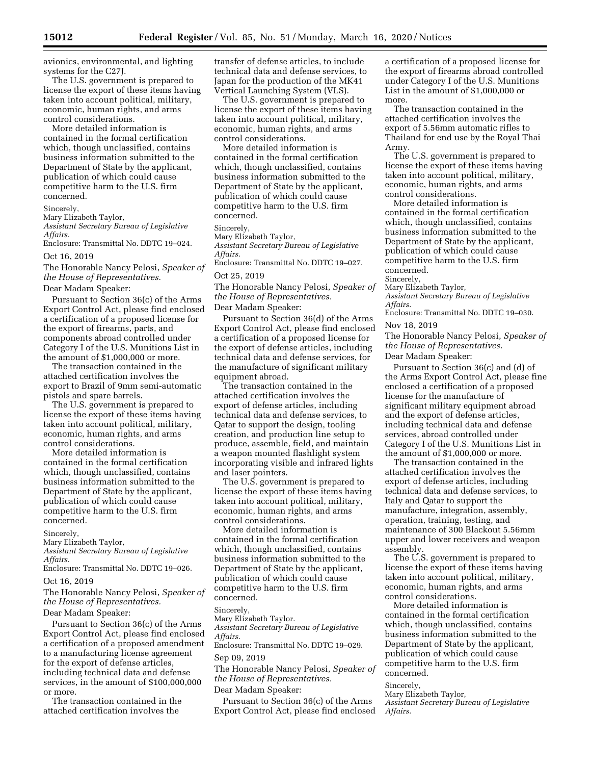avionics, environmental, and lighting systems for the C27J.

The U.S. government is prepared to license the export of these items having taken into account political, military, economic, human rights, and arms control considerations.

More detailed information is contained in the formal certification which, though unclassified, contains business information submitted to the Department of State by the applicant, publication of which could cause competitive harm to the U.S. firm concerned.

Sincerely,
Mary Elizabeth Taylor,
*Assistant Secretary Bureau of Legislative Affairs.*

Enclosure: Transmittal No. DDTC 19–024.

Oct 16, 2019

The Honorable Nancy Pelosi, *Speaker of the House of Representatives.*

Dear Madam Speaker:

Pursuant to Section 36(c) of the Arms Export Control Act, please find enclosed a certification of a proposed license for the export of firearms, parts, and components abroad controlled under Category I of the U.S. Munitions List in the amount of $1,000,000 or more.

The transaction contained in the attached certification involves the export to Brazil of 9mm semi-automatic pistols and spare barrels.

The U.S. government is prepared to license the export of these items having taken into account political, military, economic, human rights, and arms control considerations.

More detailed information is contained in the formal certification which, though unclassified, contains business information submitted to the Department of State by the applicant, publication of which could cause competitive harm to the U.S. firm concerned.

Sincerely,
Mary Elizabeth Taylor,
*Assistant Secretary Bureau of Legislative Affairs.*

Enclosure: Transmittal No. DDTC 19–026.

Oct 16, 2019

The Honorable Nancy Pelosi, *Speaker of the House of Representatives.*

Dear Madam Speaker:

Pursuant to Section 36(c) of the Arms Export Control Act, please find enclosed a certification of a proposed amendment to a manufacturing license agreement for the export of defense articles, including technical data and defense services, in the amount of $100,000,000 or more.

The transaction contained in the attached certification involves the transfer of defense articles, to include technical data and defense services, to Japan for the production of the MK41 Vertical Launching System (VLS).

The U.S. government is prepared to license the export of these items having taken into account political, military, economic, human rights, and arms control considerations.

More detailed information is contained in the formal certification which, though unclassified, contains business information submitted to the Department of State by the applicant, publication of which could cause competitive harm to the U.S. firm concerned.

Sincerely,
Mary Elizabeth Taylor,
*Assistant Secretary Bureau of Legislative Affairs.*

Enclosure: Transmittal No. DDTC 19–027.

Oct 25, 2019

The Honorable Nancy Pelosi, *Speaker of the House of Representatives.*

Dear Madam Speaker:

Pursuant to Section 36(d) of the Arms Export Control Act, please find enclosed a certification of a proposed license for the export of defense articles, including technical data and defense services, for the manufacture of significant military equipment abroad.

The transaction contained in the attached certification involves the export of defense articles, including technical data and defense services, to Qatar to support the design, tooling creation, and production line setup to produce, assemble, field, and maintain a weapon mounted flashlight system incorporating visible and infrared lights and laser pointers.

The U.S. government is prepared to license the export of these items having taken into account political, military, economic, human rights, and arms control considerations.

More detailed information is contained in the formal certification which, though unclassified, contains business information submitted to the Department of State by the applicant, publication of which could cause competitive harm to the U.S. firm concerned.

Sincerely,
Mary Elizabeth Taylor.
*Assistant Secretary Bureau of Legislative Affairs.*

Enclosure: Transmittal No. DDTC 19–029.

Sep 09, 2019

The Honorable Nancy Pelosi, *Speaker of the House of Representatives.*

Dear Madam Speaker:

Pursuant to Section 36(c) of the Arms Export Control Act, please find enclosed a certification of a proposed license for the export of firearms abroad controlled under Category I of the U.S. Munitions List in the amount of $1,000,000 or more.

The transaction contained in the attached certification involves the export of 5.56mm automatic rifles to Thailand for end use by the Royal Thai Army.

The U.S. government is prepared to license the export of these items having taken into account political, military, economic, human rights, and arms control considerations.

More detailed information is contained in the formal certification which, though unclassified, contains business information submitted to the Department of State by the applicant, publication of which could cause competitive harm to the U.S. firm concerned.

Sincerely,
Mary Elizabeth Taylor,
*Assistant Secretary Bureau of Legislative Affairs.*

Enclosure: Transmittal No. DDTC 19–030.

Nov 18, 2019

The Honorable Nancy Pelosi, *Speaker of the House of Representatives.*

Dear Madam Speaker:

Pursuant to Section 36(c) and (d) of the Arms Export Control Act, please fine enclosed a certification of a proposed license for the manufacture of significant military equipment abroad and the export of defense articles, including technical data and defense services, abroad controlled under Category I of the U.S. Munitions List in the amount of $1,000,000 or more.

The transaction contained in the attached certification involves the export of defense articles, including technical data and defense services, to Italy and Qatar to support the manufacture, integration, assembly, operation, training, testing, and maintenance of 300 Blackout 5.56mm upper and lower receivers and weapon assembly.

The U.S. government is prepared to license the export of these items having taken into account political, military, economic, human rights, and arms control considerations.

More detailed information is contained in the formal certification which, though unclassified, contains business information submitted to the Department of State by the applicant, publication of which could cause competitive harm to the U.S. firm concerned.

Sincerely,
Mary Elizabeth Taylor,
*Assistant Secretary Bureau of Legislative Affairs.*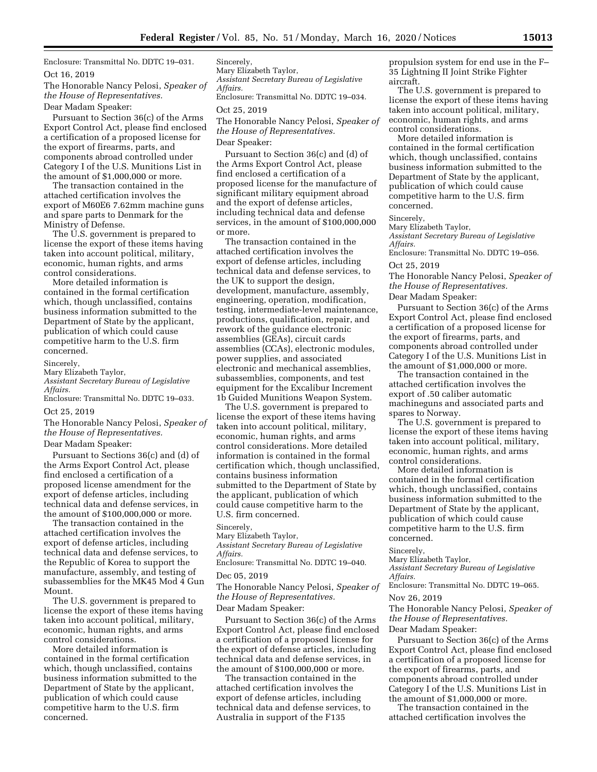Enclosure: Transmittal No. DDTC 19–031.

Oct 16, 2019

The Honorable Nancy Pelosi, *Speaker of the House of Representatives.*

Dear Madam Speaker:

Pursuant to Section 36(c) of the Arms Export Control Act, please find enclosed a certification of a proposed license for the export of firearms, parts, and components abroad controlled under Category I of the U.S. Munitions List in the amount of $1,000,000 or more.

The transaction contained in the attached certification involves the export of M60E6 7.62mm machine guns and spare parts to Denmark for the Ministry of Defense.

The U.S. government is prepared to license the export of these items having taken into account political, military, economic, human rights, and arms control considerations.

More detailed information is contained in the formal certification which, though unclassified, contains business information submitted to the Department of State by the applicant, publication of which could cause competitive harm to the U.S. firm concerned.

Sincerely,

Mary Elizabeth Taylor,

*Assistant Secretary Bureau of Legislative Affairs.*

Enclosure: Transmittal No. DDTC 19–033.

Oct 25, 2019

The Honorable Nancy Pelosi, *Speaker of the House of Representatives.*

Dear Madam Speaker:

Pursuant to Sections 36(c) and (d) of the Arms Export Control Act, please find enclosed a certification of a proposed license amendment for the export of defense articles, including technical data and defense services, in the amount of $100,000,000 or more.

The transaction contained in the attached certification involves the export of defense articles, including technical data and defense services, to the Republic of Korea to support the manufacture, assembly, and testing of subassemblies for the MK45 Mod 4 Gun Mount.

The U.S. government is prepared to license the export of these items having taken into account political, military, economic, human rights, and arms control considerations.

More detailed information is contained in the formal certification which, though unclassified, contains business information submitted to the Department of State by the applicant, publication of which could cause competitive harm to the U.S. firm concerned.

Sincerely,

Mary Elizabeth Taylor,

*Assistant Secretary Bureau of Legislative Affairs.*

Enclosure: Transmittal No. DDTC 19–034.

Oct 25, 2019

The Honorable Nancy Pelosi, *Speaker of the House of Representatives.*

Dear Speaker:

Pursuant to Section 36(c) and (d) of the Arms Export Control Act, please find enclosed a certification of a proposed license for the manufacture of significant military equipment abroad and the export of defense articles, including technical data and defense services, in the amount of $100,000,000 or more.

The transaction contained in the attached certification involves the export of defense articles, including technical data and defense services, to the UK to support the design, development, manufacture, assembly, engineering, operation, modification, testing, intermediate-level maintenance, productions, qualification, repair, and rework of the guidance electronic assemblies (GEAs), circuit cards assemblies (CCAs), electronic modules, power supplies, and associated electronic and mechanical assemblies, subassemblies, components, and test equipment for the Excalibur Increment 1b Guided Munitions Weapon System.

The U.S. government is prepared to license the export of these items having taken into account political, military, economic, human rights, and arms control considerations. More detailed information is contained in the formal certification which, though unclassified, contains business information submitted to the Department of State by the applicant, publication of which could cause competitive harm to the U.S. firm concerned.

Sincerely,

Mary Elizabeth Taylor,

*Assistant Secretary Bureau of Legislative Affairs.*

Enclosure: Transmittal No. DDTC 19–040.

Dec 05, 2019

The Honorable Nancy Pelosi, *Speaker of the House of Representatives.*

Dear Madam Speaker:

Pursuant to Section 36(c) of the Arms Export Control Act, please find enclosed a certification of a proposed license for the export of defense articles, including technical data and defense services, in the amount of $100,000,000 or more.

The transaction contained in the attached certification involves the export of defense articles, including technical data and defense services, to Australia in support of the F135 propulsion system for end use in the F–35 Lightning II Joint Strike Fighter aircraft.

The U.S. government is prepared to license the export of these items having taken into account political, military, economic, human rights, and arms control considerations.

More detailed information is contained in the formal certification which, though unclassified, contains business information submitted to the Department of State by the applicant, publication of which could cause competitive harm to the U.S. firm concerned.

Sincerely,

Mary Elizabeth Taylor,

*Assistant Secretary Bureau of Legislative Affairs.*

Enclosure: Transmittal No. DDTC 19–056.

Oct 25, 2019

The Honorable Nancy Pelosi, *Speaker of the House of Representatives.*

Dear Madam Speaker:

Pursuant to Section 36(c) of the Arms Export Control Act, please find enclosed a certification of a proposed license for the export of firearms, parts, and components abroad controlled under Category I of the U.S. Munitions List in the amount of $1,000,000 or more.

The transaction contained in the attached certification involves the export of .50 caliber automatic machineguns and associated parts and spares to Norway.

The U.S. government is prepared to license the export of these items having taken into account political, military, economic, human rights, and arms control considerations.

More detailed information is contained in the formal certification which, though unclassified, contains business information submitted to the Department of State by the applicant, publication of which could cause competitive harm to the U.S. firm concerned.

Sincerely,

Mary Elizabeth Taylor,

*Assistant Secretary Bureau of Legislative Affairs.*

Enclosure: Transmittal No. DDTC 19–065.

Nov 26, 2019

The Honorable Nancy Pelosi, *Speaker of the House of Representatives.*

Dear Madam Speaker:

Pursuant to Section 36(c) of the Arms Export Control Act, please find enclosed a certification of a proposed license for the export of firearms, parts, and components abroad controlled under Category I of the U.S. Munitions List in the amount of $1,000,000 or more.

The transaction contained in the attached certification involves the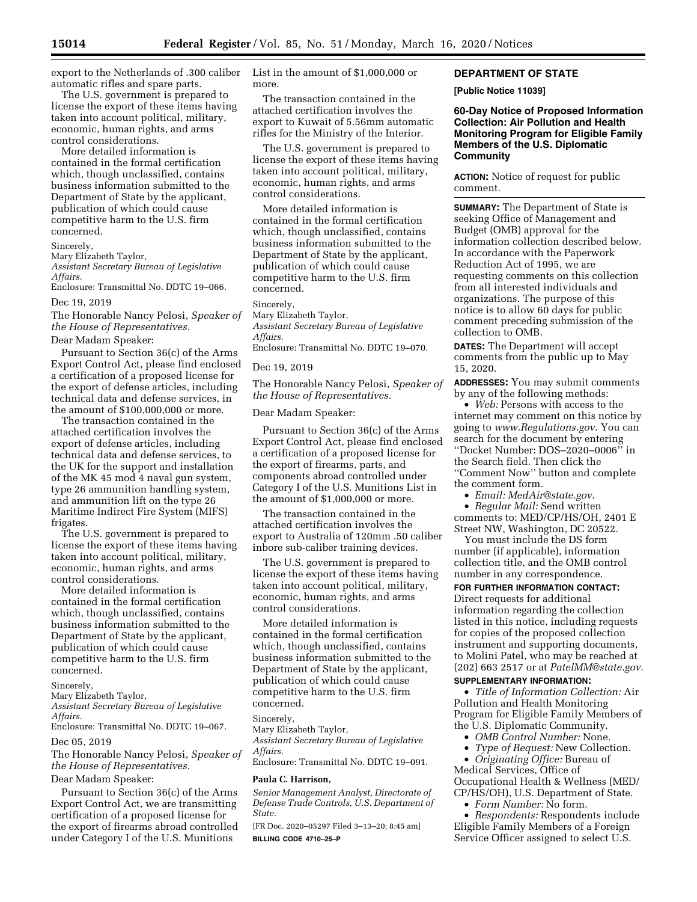export to the Netherlands of .300 caliber automatic rifles and spare parts.

The U.S. government is prepared to license the export of these items having taken into account political, military, economic, human rights, and arms control considerations.

More detailed information is contained in the formal certification which, though unclassified, contains business information submitted to the Department of State by the applicant, publication of which could cause competitive harm to the U.S. firm concerned.

Sincerely,

Mary Elizabeth Taylor,

*Assistant Secretary Bureau of Legislative Affairs.*

Enclosure: Transmittal No. DDTC 19–066.

Dec 19, 2019

The Honorable Nancy Pelosi, *Speaker of the House of Representatives.*

Dear Madam Speaker:

Pursuant to Section 36(c) of the Arms Export Control Act, please find enclosed a certification of a proposed license for the export of defense articles, including technical data and defense services, in the amount of $100,000,000 or more.

The transaction contained in the attached certification involves the export of defense articles, including technical data and defense services, to the UK for the support and installation of the MK 45 mod 4 naval gun system, type 26 ammunition handling system, and ammunition lift on the type 26 Maritime Indirect Fire System (MIFS) frigates.

The U.S. government is prepared to license the export of these items having taken into account political, military, economic, human rights, and arms control considerations.

More detailed information is contained in the formal certification which, though unclassified, contains business information submitted to the Department of State by the applicant, publication of which could cause competitive harm to the U.S. firm concerned.

Sincerely,

Mary Elizabeth Taylor,

*Assistant Secretary Bureau of Legislative Affairs.*

Enclosure: Transmittal No. DDTC 19–067.

Dec 05, 2019

The Honorable Nancy Pelosi, *Speaker of the House of Representatives.*

Dear Madam Speaker:

Pursuant to Section 36(c) of the Arms Export Control Act, we are transmitting certification of a proposed license for the export of firearms abroad controlled under Category I of the U.S. Munitions List in the amount of $1,000,000 or more.

The transaction contained in the attached certification involves the export to Kuwait of 5.56mm automatic rifles for the Ministry of the Interior.

The U.S. government is prepared to license the export of these items having taken into account political, military, economic, human rights, and arms control considerations.

More detailed information is contained in the formal certification which, though unclassified, contains business information submitted to the Department of State by the applicant, publication of which could cause competitive harm to the U.S. firm concerned.

Sincerely,

Mary Elizabeth Taylor,

*Assistant Secretary Bureau of Legislative Affairs.*

Enclosure: Transmittal No. DDTC 19–070.

Dec 19, 2019

The Honorable Nancy Pelosi, *Speaker of the House of Representatives.*

Dear Madam Speaker:

Pursuant to Section 36(c) of the Arms Export Control Act, please find enclosed a certification of a proposed license for the export of firearms, parts, and components abroad controlled under Category I of the U.S. Munitions List in the amount of $1,000,000 or more.

The transaction contained in the attached certification involves the export to Australia of 120mm .50 caliber inbore sub-caliber training devices.

The U.S. government is prepared to license the export of these items having taken into account political, military, economic, human rights, and arms control considerations.

More detailed information is contained in the formal certification which, though unclassified, contains business information submitted to the Department of State by the applicant, publication of which could cause competitive harm to the U.S. firm concerned.

Sincerely,

Mary Elizabeth Taylor,

*Assistant Secretary Bureau of Legislative Affairs.*

Enclosure: Transmittal No. DDTC 19–091.

**Paula C. Harrison,**

*Senior Management Analyst, Directorate of Defense Trade Controls, U.S. Department of State.*

[FR Doc. 2020–05297 Filed 3–13–20; 8:45 am]

**BILLING CODE 4710–25–P**

## DEPARTMENT OF STATE

**[Public Notice 11039]**

### 60-Day Notice of Proposed Information Collection: Air Pollution and Health Monitoring Program for Eligible Family Members of the U.S. Diplomatic Community

**ACTION:** Notice of request for public comment.

**SUMMARY:** The Department of State is seeking Office of Management and Budget (OMB) approval for the information collection described below. In accordance with the Paperwork Reduction Act of 1995, we are requesting comments on this collection from all interested individuals and organizations. The purpose of this notice is to allow 60 days for public comment preceding submission of the collection to OMB.

**DATES:** The Department will accept comments from the public up to May 15, 2020.

**ADDRESSES:** You may submit comments by any of the following methods:

- *Web:* Persons with access to the internet may comment on this notice by going to *www.Regulations.gov.* You can search for the document by entering ''Docket Number: DOS–2020–0006'' in the Search field. Then click the ''Comment Now'' button and complete the comment form.
- *Email: MedAir@state.gov.*
- *Regular Mail:* Send written comments to: MED/CP/HS/OH, 2401 E Street NW, Washington, DC 20522.

You must include the DS form number (if applicable), information collection title, and the OMB control number in any correspondence.

**FOR FURTHER INFORMATION CONTACT:** Direct requests for additional information regarding the collection listed in this notice, including requests for copies of the proposed collection instrument and supporting documents, to Molini Patel, who may be reached at (202) 663 2517 or at *PatelMM@state.gov*.

**SUPPLEMENTARY INFORMATION:**

- *Title of Information Collection:* Air Pollution and Health Monitoring Program for Eligible Family Members of the U.S. Diplomatic Community.
- *OMB Control Number:* None.
- *Type of Request:* New Collection.
- *Originating Office:* Bureau of Medical Services, Office of Occupational Health & Wellness (MED/CP/HS/OH), U.S. Department of State.
- *Form Number:* No form.
- *Respondents:* Respondents include Eligible Family Members of a Foreign Service Officer assigned to select U.S.